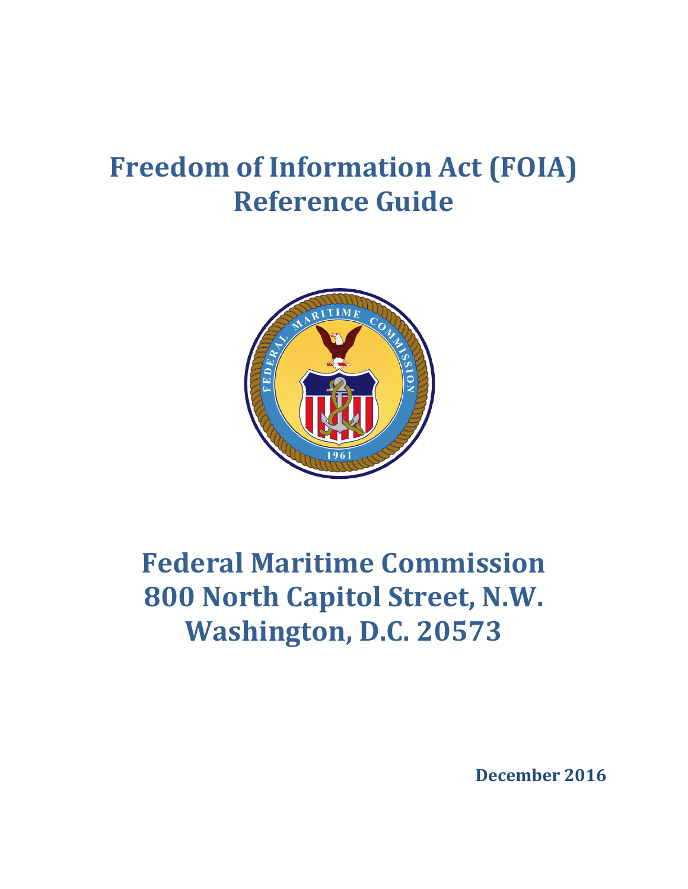# Freedom of Information Act (FOIA) Reference Guide

# Federal Maritime Commission
# 800 North Capitol Street, N.W.
# Washington, D.C. 20573

**December 2016**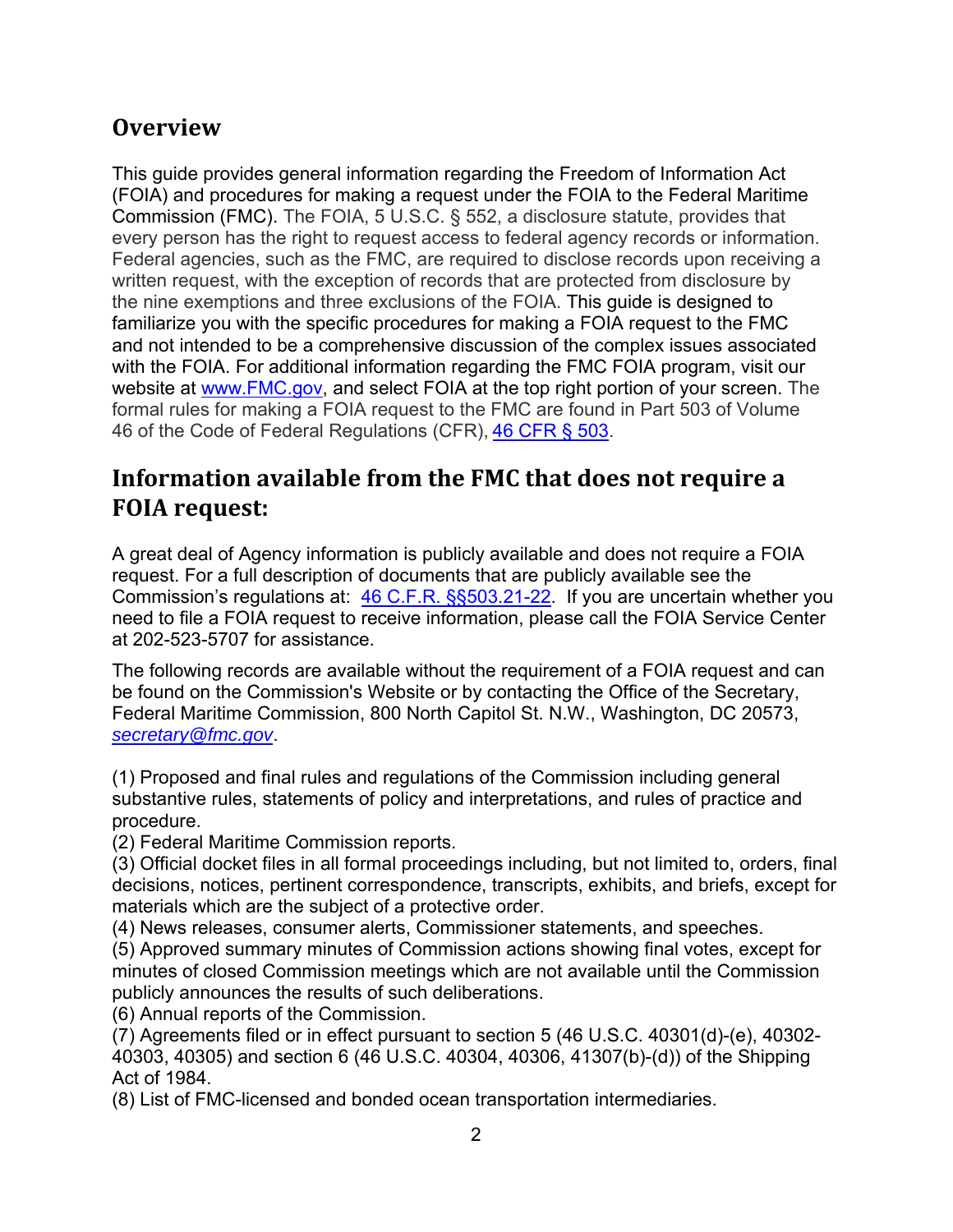## Overview

This guide provides general information regarding the Freedom of Information Act (FOIA) and procedures for making a request under the FOIA to the Federal Maritime Commission (FMC). The FOIA, 5 U.S.C. § 552, a disclosure statute, provides that every person has the right to request access to federal agency records or information. Federal agencies, such as the FMC, are required to disclose records upon receiving a written request, with the exception of records that are protected from disclosure by the nine exemptions and three exclusions of the FOIA. This guide is designed to familiarize you with the specific procedures for making a FOIA request to the FMC and not intended to be a comprehensive discussion of the complex issues associated with the FOIA. For additional information regarding the FMC FOIA program, visit our website at [www.FMC.gov](www.FMC.gov), and select FOIA at the top right portion of your screen. The formal rules for making a FOIA request to the FMC are found in Part 503 of Volume 46 of the Code of Federal Regulations (CFR), [46 CFR § 503](46 CFR § 503).

## Information available from the FMC that does not require a FOIA request:

A great deal of Agency information is publicly available and does not require a FOIA request. For a full description of documents that are publicly available see the Commission's regulations at: [46 C.F.R. §§503.21-22](46 C.F.R. §§503.21-22). If you are uncertain whether you need to file a FOIA request to receive information, please call the FOIA Service Center at 202-523-5707 for assistance.

The following records are available without the requirement of a FOIA request and can be found on the Commission's Website or by contacting the Office of the Secretary, Federal Maritime Commission, 800 North Capitol St. N.W., Washington, DC 20573, *[secretary@fmc.gov](mailto:secretary@fmc.gov)*.

(1) Proposed and final rules and regulations of the Commission including general substantive rules, statements of policy and interpretations, and rules of practice and procedure.
(2) Federal Maritime Commission reports.
(3) Official docket files in all formal proceedings including, but not limited to, orders, final decisions, notices, pertinent correspondence, transcripts, exhibits, and briefs, except for materials which are the subject of a protective order.
(4) News releases, consumer alerts, Commissioner statements, and speeches.
(5) Approved summary minutes of Commission actions showing final votes, except for minutes of closed Commission meetings which are not available until the Commission publicly announces the results of such deliberations.
(6) Annual reports of the Commission.
(7) Agreements filed or in effect pursuant to section 5 (46 U.S.C. 40301(d)-(e), 40302-40303, 40305) and section 6 (46 U.S.C. 40304, 40306, 41307(b)-(d)) of the Shipping Act of 1984.
(8) List of FMC-licensed and bonded ocean transportation intermediaries.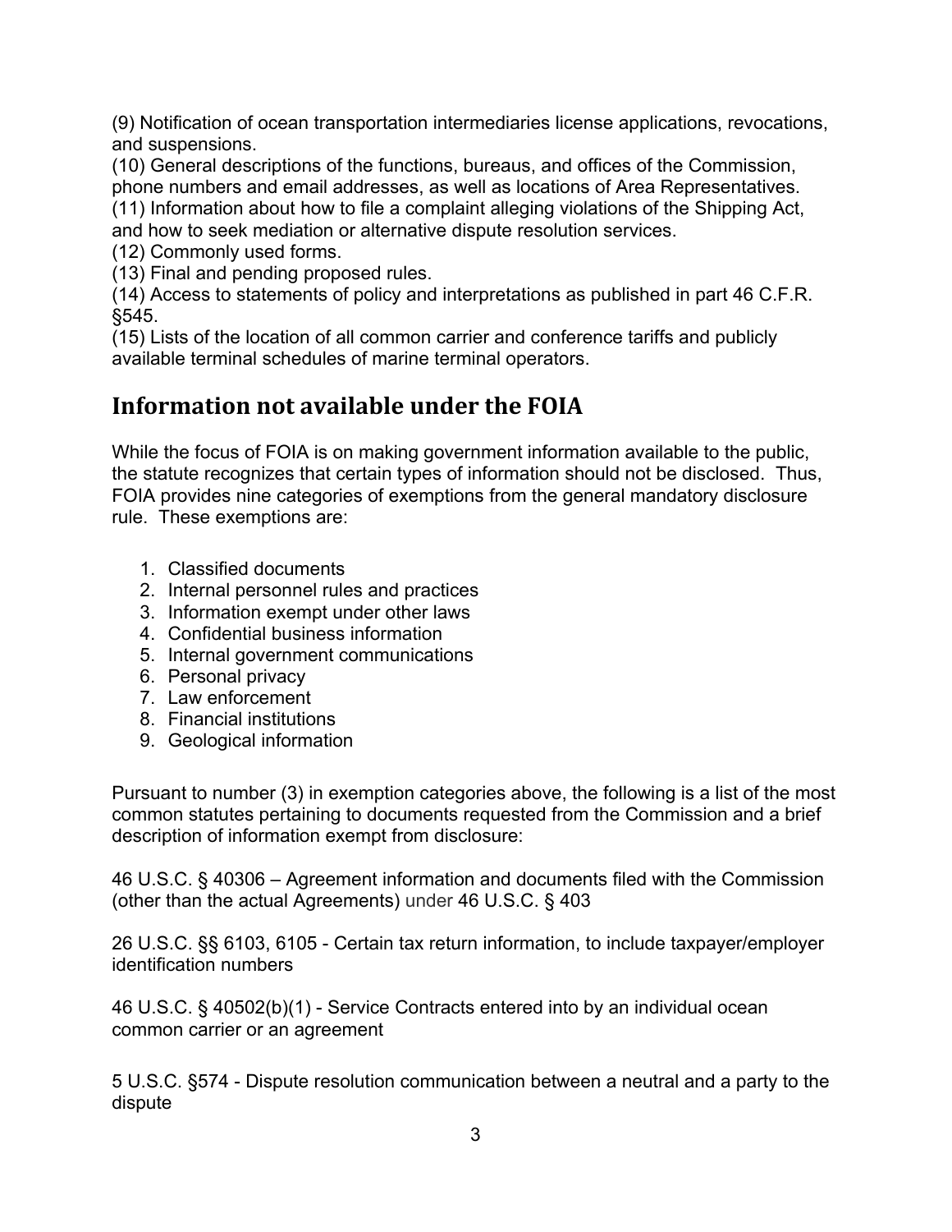(9) Notification of ocean transportation intermediaries license applications, revocations, and suspensions.
(10) General descriptions of the functions, bureaus, and offices of the Commission, phone numbers and email addresses, as well as locations of Area Representatives.
(11) Information about how to file a complaint alleging violations of the Shipping Act, and how to seek mediation or alternative dispute resolution services.
(12) Commonly used forms.
(13) Final and pending proposed rules.
(14) Access to statements of policy and interpretations as published in part 46 C.F.R. §545.
(15) Lists of the location of all common carrier and conference tariffs and publicly available terminal schedules of marine terminal operators.

## Information not available under the FOIA

While the focus of FOIA is on making government information available to the public, the statute recognizes that certain types of information should not be disclosed. Thus, FOIA provides nine categories of exemptions from the general mandatory disclosure rule. These exemptions are:

1. Classified documents
2. Internal personnel rules and practices
3. Information exempt under other laws
4. Confidential business information
5. Internal government communications
6. Personal privacy
7. Law enforcement
8. Financial institutions
9. Geological information

Pursuant to number (3) in exemption categories above, the following is a list of the most common statutes pertaining to documents requested from the Commission and a brief description of information exempt from disclosure:

46 U.S.C. § 40306 – Agreement information and documents filed with the Commission (other than the actual Agreements) under 46 U.S.C. § 403

26 U.S.C. §§ 6103, 6105 - Certain tax return information, to include taxpayer/employer identification numbers

46 U.S.C. § 40502(b)(1) - Service Contracts entered into by an individual ocean common carrier or an agreement

5 U.S.C. §574 - Dispute resolution communication between a neutral and a party to the dispute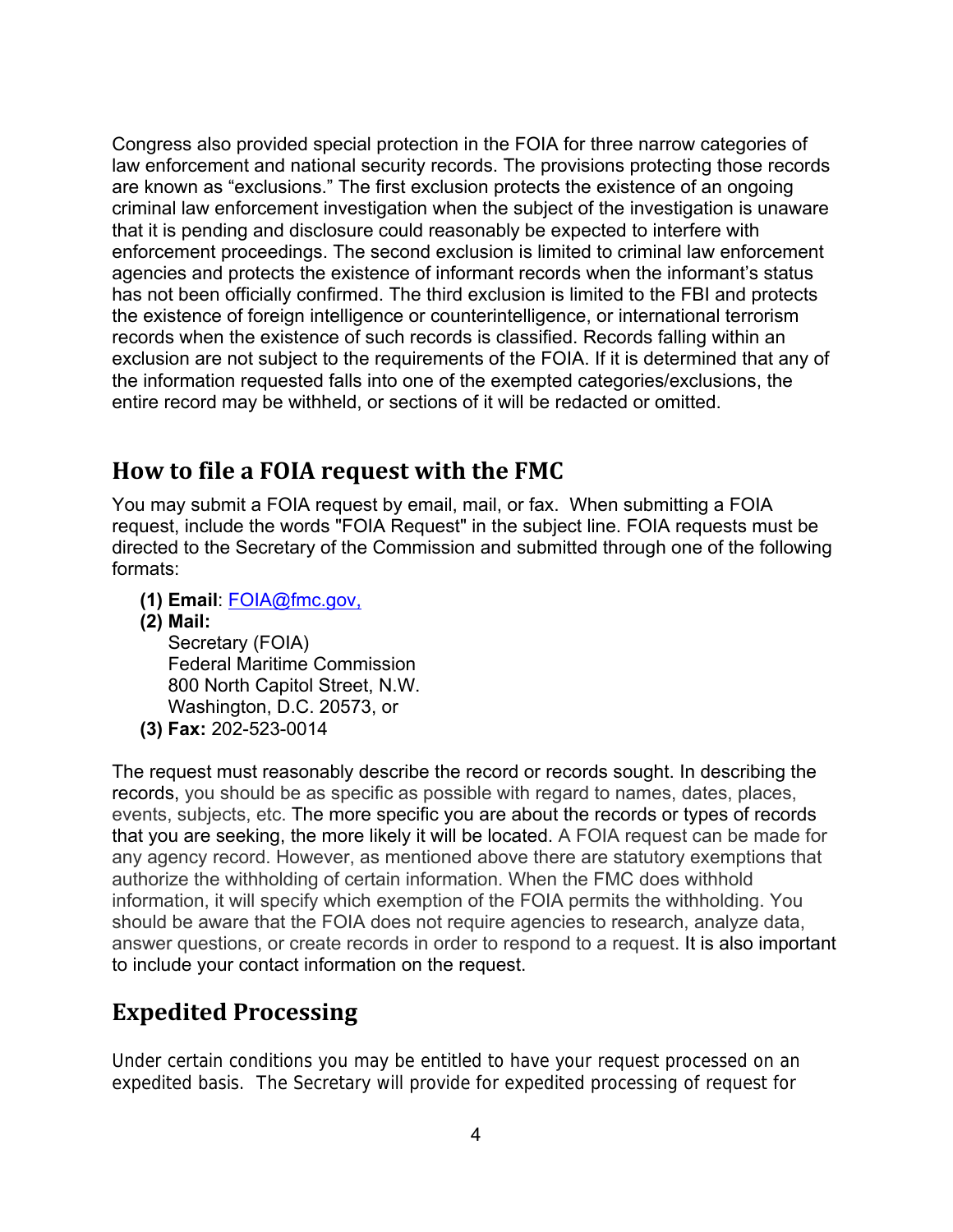Congress also provided special protection in the FOIA for three narrow categories of law enforcement and national security records. The provisions protecting those records are known as "exclusions." The first exclusion protects the existence of an ongoing criminal law enforcement investigation when the subject of the investigation is unaware that it is pending and disclosure could reasonably be expected to interfere with enforcement proceedings. The second exclusion is limited to criminal law enforcement agencies and protects the existence of informant records when the informant's status has not been officially confirmed. The third exclusion is limited to the FBI and protects the existence of foreign intelligence or counterintelligence, or international terrorism records when the existence of such records is classified. Records falling within an exclusion are not subject to the requirements of the FOIA. If it is determined that any of the information requested falls into one of the exempted categories/exclusions, the entire record may be withheld, or sections of it will be redacted or omitted.

## How to file a FOIA request with the FMC

You may submit a FOIA request by email, mail, or fax. When submitting a FOIA request, include the words "FOIA Request" in the subject line. FOIA requests must be directed to the Secretary of the Commission and submitted through one of the following formats:

**(1) Email**: FOIA@fmc.gov,

**(2) Mail:**
Secretary (FOIA)
Federal Maritime Commission
800 North Capitol Street, N.W.
Washington, D.C. 20573, or

**(3) Fax:** 202-523-0014

The request must reasonably describe the record or records sought. In describing the records, you should be as specific as possible with regard to names, dates, places, events, subjects, etc. The more specific you are about the records or types of records that you are seeking, the more likely it will be located. A FOIA request can be made for any agency record. However, as mentioned above there are statutory exemptions that authorize the withholding of certain information. When the FMC does withhold information, it will specify which exemption of the FOIA permits the withholding. You should be aware that the FOIA does not require agencies to research, analyze data, answer questions, or create records in order to respond to a request. It is also important to include your contact information on the request.

## Expedited Processing

Under certain conditions you may be entitled to have your request processed on an expedited basis. The Secretary will provide for expedited processing of request for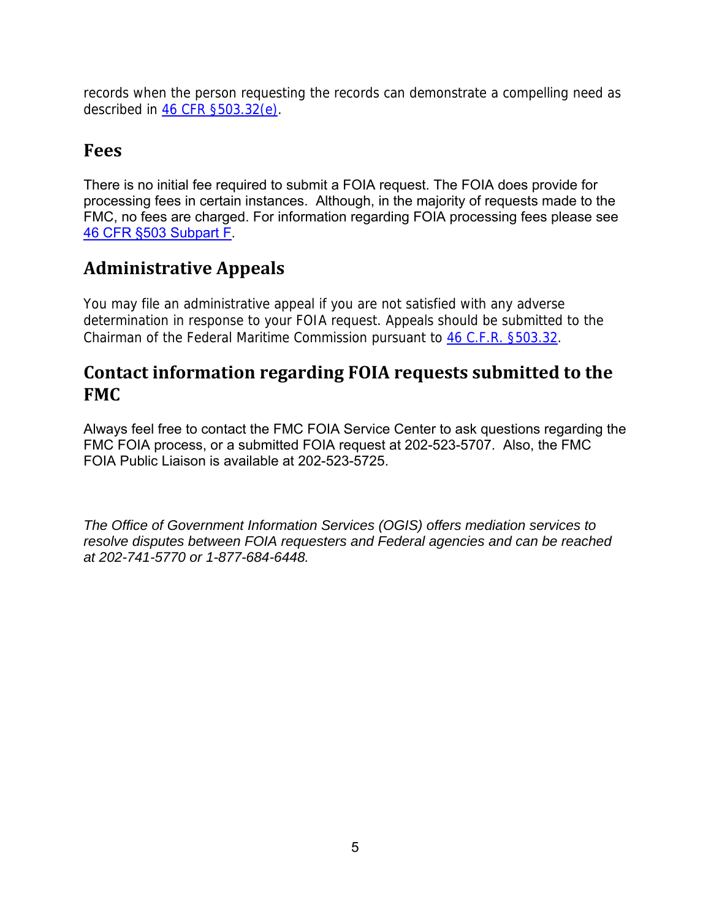records when the person requesting the records can demonstrate a compelling need as described in [46 CFR §503.32(e)].

## Fees

There is no initial fee required to submit a FOIA request. The FOIA does provide for processing fees in certain instances. Although, in the majority of requests made to the FMC, no fees are charged. For information regarding FOIA processing fees please see [46 CFR §503 Subpart F].

## Administrative Appeals

You may file an administrative appeal if you are not satisfied with any adverse determination in response to your FOIA request. Appeals should be submitted to the Chairman of the Federal Maritime Commission pursuant to [46 C.F.R. §503.32].

## Contact information regarding FOIA requests submitted to the FMC

Always feel free to contact the FMC FOIA Service Center to ask questions regarding the FMC FOIA process, or a submitted FOIA request at 202-523-5707. Also, the FMC FOIA Public Liaison is available at 202-523-5725.

*The Office of Government Information Services (OGIS) offers mediation services to resolve disputes between FOIA requesters and Federal agencies and can be reached at 202-741-5770 or 1-877-684-6448.*